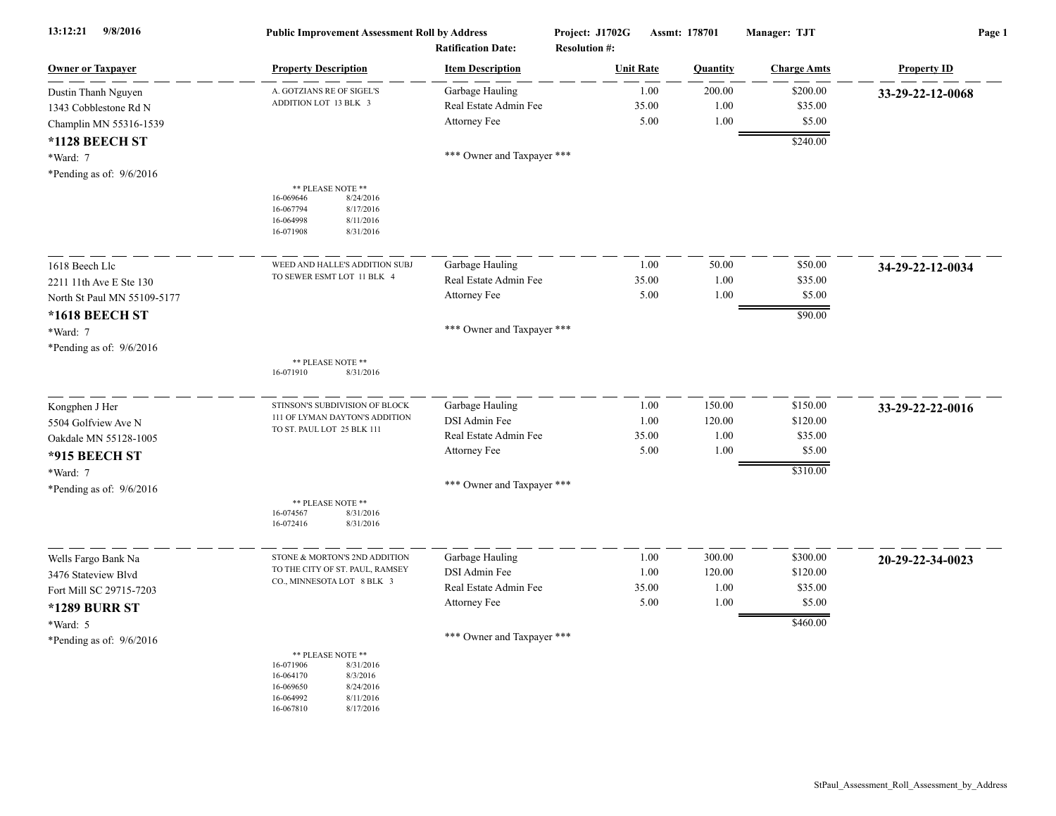13:12:21 9/8/2016

**Public Improvement Assessment Roll by Address**

**Project: J1702G** **Assmt: 178701** **Manager: TJT**

**Ratification Date:** **Resolution #:**

| Owner or Taxpayer | Property Description | Item Description | Unit Rate | Quantity | Charge Amts | Property ID |
|---|---|---|---|---|---|---|
| Dustin Thanh Nguyen<br>1343 Cobblestone Rd N<br>Champlin MN 55316-1539<br>**\*1128 BEECH ST**<br>\*Ward: 7<br>\*Pending as of: 9/6/2016 | A. GOTZIANS RE OF SIGEL'S ADDITION LOT 13 BLK 3<br><br>** PLEASE NOTE **<br>16-069646 8/24/2016<br>16-067794 8/17/2016<br>16-064998 8/11/2016<br>16-071908 8/31/2016 | Garbage Hauling<br>Real Estate Admin Fee<br>Attorney Fee<br><br>\*\*\* Owner and Taxpayer \*\*\* | 1.00<br>35.00<br>5.00 | 200.00<br>1.00<br>1.00 | $200.00<br>$35.00<br>$5.00<br>$240.00 | **33-29-22-12-0068** |
| 1618 Beech Llc<br>2211 11th Ave E Ste 130<br>North St Paul MN 55109-5177<br>**\*1618 BEECH ST**<br>\*Ward: 7<br>\*Pending as of: 9/6/2016 | WEED AND HALLE'S ADDITION SUBJ TO SEWER ESMT LOT 11 BLK 4<br><br>** PLEASE NOTE **<br>16-071910 8/31/2016 | Garbage Hauling<br>Real Estate Admin Fee<br>Attorney Fee<br><br>\*\*\* Owner and Taxpayer \*\*\* | 1.00<br>35.00<br>5.00 | 50.00<br>1.00<br>1.00 | $50.00<br>$35.00<br>$5.00<br>$90.00 | **34-29-22-12-0034** |
| Kongphen J Her<br>5504 Golfview Ave N<br>Oakdale MN 55128-1005<br>**\*915 BEECH ST**<br>\*Ward: 7<br>\*Pending as of: 9/6/2016 | STINSON'S SUBDIVISION OF BLOCK 111 OF LYMAN DAYTON'S ADDITION TO ST. PAUL LOT 25 BLK 111<br><br>** PLEASE NOTE **<br>16-074567 8/31/2016<br>16-072416 8/31/2016 | Garbage Hauling<br>DSI Admin Fee<br>Real Estate Admin Fee<br>Attorney Fee<br><br>\*\*\* Owner and Taxpayer \*\*\* | 1.00<br>1.00<br>35.00<br>5.00 | 150.00<br>120.00<br>1.00<br>1.00 | $150.00<br>$120.00<br>$35.00<br>$5.00<br>$310.00 | **33-29-22-22-0016** |
| Wells Fargo Bank Na<br>3476 Stateview Blvd<br>Fort Mill SC 29715-7203<br>**\*1289 BURR ST**<br>\*Ward: 5<br>\*Pending as of: 9/6/2016 | STONE & MORTON'S 2ND ADDITION TO THE CITY OF ST. PAUL, RAMSEY CO., MINNESOTA LOT 8 BLK 3<br><br>** PLEASE NOTE **<br>16-071906 8/31/2016<br>16-064170 8/3/2016<br>16-069650 8/24/2016<br>16-064992 8/11/2016<br>16-067810 8/17/2016 | Garbage Hauling<br>DSI Admin Fee<br>Real Estate Admin Fee<br>Attorney Fee<br><br>\*\*\* Owner and Taxpayer \*\*\* | 1.00<br>1.00<br>35.00<br>5.00 | 300.00<br>120.00<br>1.00<br>1.00 | $300.00<br>$120.00<br>$35.00<br>$5.00<br>$460.00 | **20-29-22-34-0023** |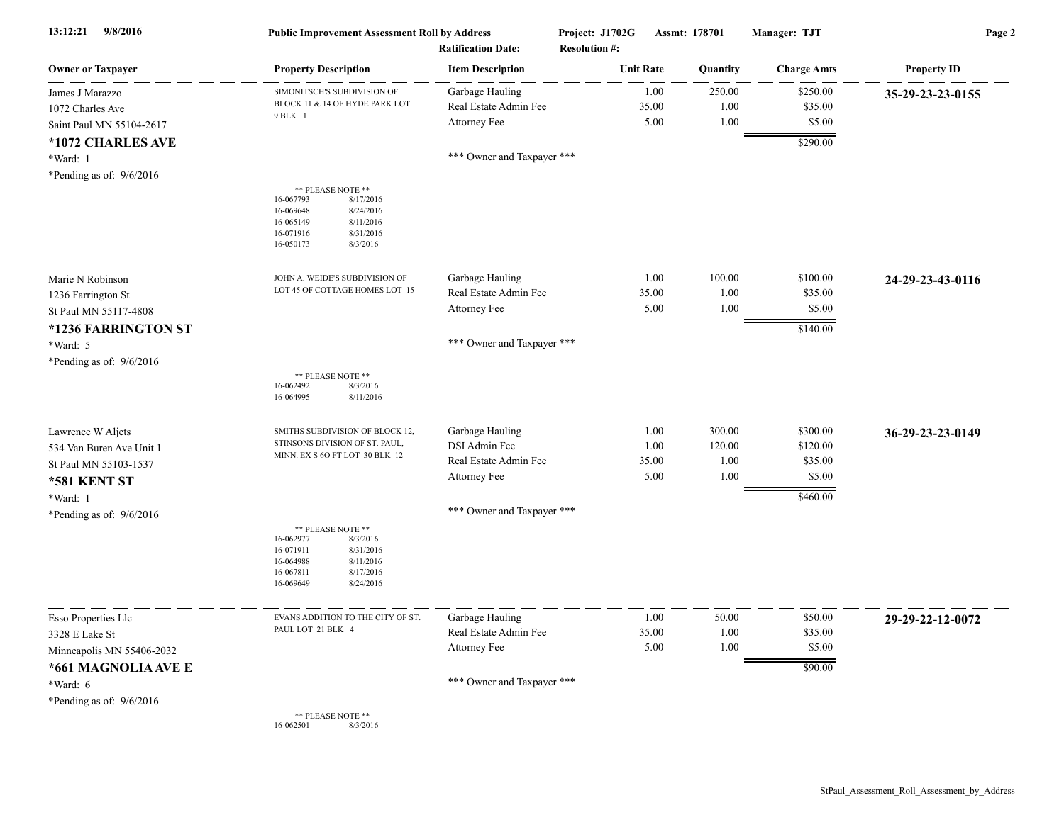| Owner or Taxpayer | Property Description | Item Description | Unit Rate | Quantity | Charge Amts | Property ID |
|---|---|---|---|---|---|---|
| James J Marazzo<br>1072 Charles Ave<br>Saint Paul MN 55104-2617<br>**\*1072 CHARLES AVE**<br>\*Ward: 1<br>\*Pending as of: 9/6/2016 | SIMONITSCH'S SUBDIVISION OF BLOCK 11 & 14 OF HYDE PARK LOT 9 BLK 1<br><br>** PLEASE NOTE **<br>16-067793 8/17/2016<br>16-069648 8/24/2016<br>16-065149 8/11/2016<br>16-071916 8/31/2016<br>16-050173 8/3/2016 | Garbage Hauling<br>Real Estate Admin Fee<br>Attorney Fee<br><br>\*\*\* Owner and Taxpayer \*\*\* | 1.00<br>35.00<br>5.00 | 250.00<br>1.00<br>1.00 | $250.00<br>$35.00<br>$5.00<br>$290.00 | **35-29-23-23-0155** |
| Marie N Robinson<br>1236 Farrington St<br>St Paul MN 55117-4808<br>**\*1236 FARRINGTON ST**<br>\*Ward: 5<br>\*Pending as of: 9/6/2016 | JOHN A. WEIDE'S SUBDIVISION OF LOT 45 OF COTTAGE HOMES LOT 15<br><br>** PLEASE NOTE **<br>16-062492 8/3/2016<br>16-064995 8/11/2016 | Garbage Hauling<br>Real Estate Admin Fee<br>Attorney Fee<br><br>\*\*\* Owner and Taxpayer \*\*\* | 1.00<br>35.00<br>5.00 | 100.00<br>1.00<br>1.00 | $100.00<br>$35.00<br>$5.00<br>$140.00 | **24-29-23-43-0116** |
| Lawrence W Aljets<br>534 Van Buren Ave Unit 1<br>St Paul MN 55103-1537<br>**\*581 KENT ST**<br>\*Ward: 1<br>\*Pending as of: 9/6/2016 | SMITHS SUBDIVISION OF BLOCK 12, STINSONS DIVISION OF ST. PAUL, MINN. EX S 6O FT LOT 30 BLK 12<br><br>** PLEASE NOTE **<br>16-062977 8/3/2016<br>16-071911 8/31/2016<br>16-064988 8/11/2016<br>16-067811 8/17/2016<br>16-069649 8/24/2016 | Garbage Hauling<br>DSI Admin Fee<br>Real Estate Admin Fee<br>Attorney Fee<br><br>\*\*\* Owner and Taxpayer \*\*\* | 1.00<br>1.00<br>35.00<br>5.00 | 300.00<br>120.00<br>1.00<br>1.00 | $300.00<br>$120.00<br>$35.00<br>$5.00<br>$460.00 | **36-29-23-23-0149** |
| Esso Properties Llc<br>3328 E Lake St<br>Minneapolis MN 55406-2032<br>**\*661 MAGNOLIA AVE E**<br>\*Ward: 6<br>\*Pending as of: 9/6/2016 | EVANS ADDITION TO THE CITY OF ST. PAUL LOT 21 BLK 4<br><br>** PLEASE NOTE **<br>16-062501 8/3/2016 | Garbage Hauling<br>Real Estate Admin Fee<br>Attorney Fee<br><br>\*\*\* Owner and Taxpayer \*\*\* | 1.00<br>35.00<br>5.00 | 50.00<br>1.00<br>1.00 | $50.00<br>$35.00<br>$5.00<br>$90.00 | **29-29-22-12-0072** |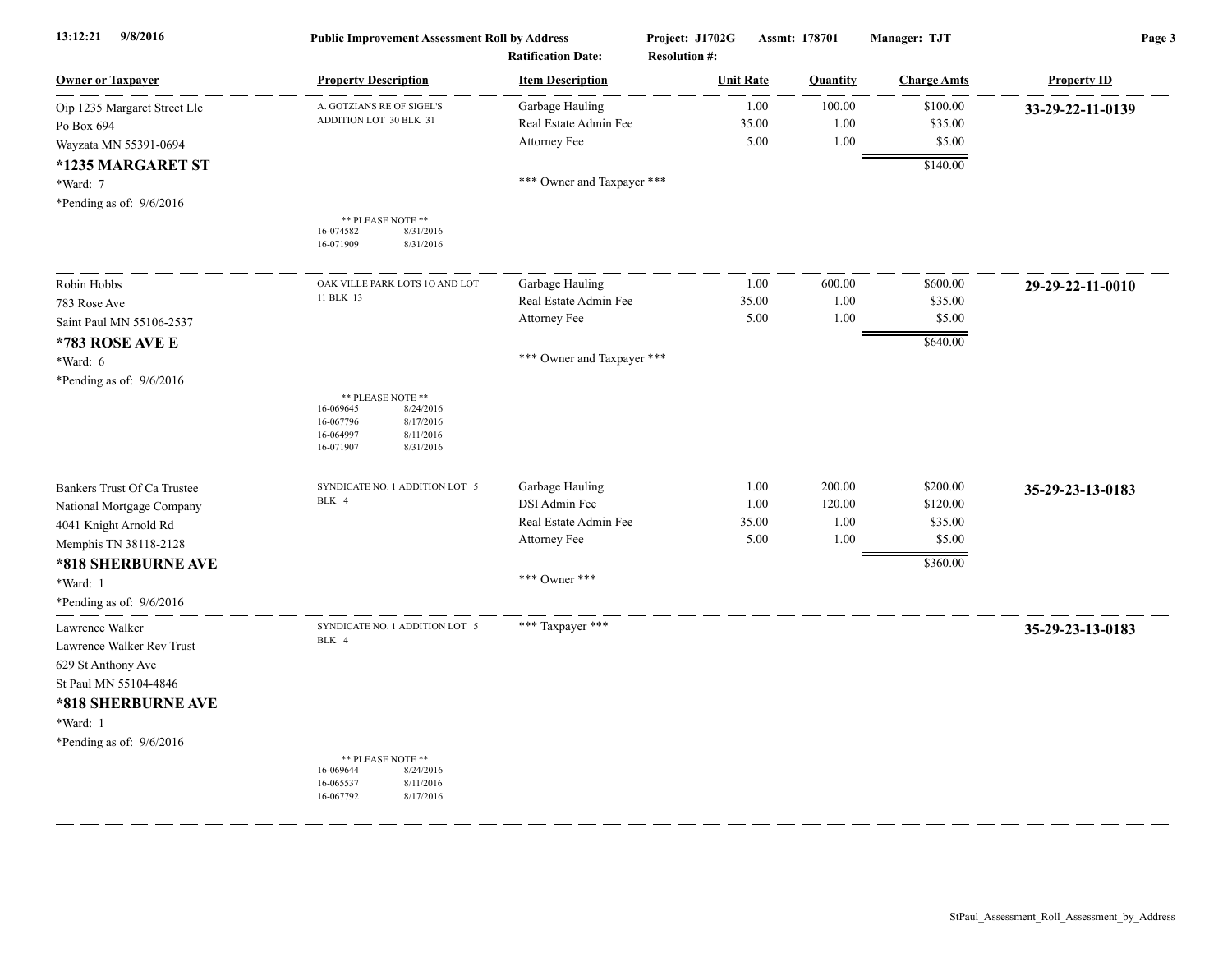**Public Improvement Assessment Roll by Address** — Project: J1702G — Assmt: 178701 — Manager: TJT

Ratification Date: — Resolution #:

| Owner or Taxpayer | Property Description | Item Description | Unit Rate | Quantity | Charge Amts | Property ID |
|---|---|---|---|---|---|---|
| Oip 1235 Margaret Street Llc | A. GOTZIANS RE OF SIGEL'S ADDITION LOT 30 BLK 31 | Garbage Hauling | 1.00 | 100.00 | $100.00 | **33-29-22-11-0139** |
| Po Box 694 | | Real Estate Admin Fee | 35.00 | 1.00 | $35.00 | |
| Wayzata MN 55391-0694 | | Attorney Fee | 5.00 | 1.00 | $5.00 | |
| **\*1235 MARGARET ST** | | | | | $140.00 | |
| \*Ward: 7 | | \*\*\* Owner and Taxpayer \*\*\* | | | | |
| \*Pending as of: 9/6/2016 | \*\* PLEASE NOTE \*\* 16-074582 8/31/2016; 16-071909 8/31/2016 | | | | | |
| Robin Hobbs | OAK VILLE PARK LOTS 1O AND LOT 11 BLK 13 | Garbage Hauling | 1.00 | 600.00 | $600.00 | **29-29-22-11-0010** |
| 783 Rose Ave | | Real Estate Admin Fee | 35.00 | 1.00 | $35.00 | |
| Saint Paul MN 55106-2537 | | Attorney Fee | 5.00 | 1.00 | $5.00 | |
| **\*783 ROSE AVE E** | | | | | $640.00 | |
| \*Ward: 6 | | \*\*\* Owner and Taxpayer \*\*\* | | | | |
| \*Pending as of: 9/6/2016 | \*\* PLEASE NOTE \*\* 16-069645 8/24/2016; 16-067796 8/17/2016; 16-064997 8/11/2016; 16-071907 8/31/2016 | | | | | |
| Bankers Trust Of Ca Trustee | SYNDICATE NO. 1 ADDITION LOT 5 BLK 4 | Garbage Hauling | 1.00 | 200.00 | $200.00 | **35-29-23-13-0183** |
| National Mortgage Company | | DSI Admin Fee | 1.00 | 120.00 | $120.00 | |
| 4041 Knight Arnold Rd | | Real Estate Admin Fee | 35.00 | 1.00 | $35.00 | |
| Memphis TN 38118-2128 | | Attorney Fee | 5.00 | 1.00 | $5.00 | |
| **\*818 SHERBURNE AVE** | | | | | $360.00 | |
| \*Ward: 1 | | \*\*\* Owner \*\*\* | | | | |
| \*Pending as of: 9/6/2016 | | | | | | |
| Lawrence Walker | SYNDICATE NO. 1 ADDITION LOT 5 BLK 4 | \*\*\* Taxpayer \*\*\* | | | | **35-29-23-13-0183** |
| Lawrence Walker Rev Trust | | | | | | |
| 629 St Anthony Ave | | | | | | |
| St Paul MN 55104-4846 | | | | | | |
| **\*818 SHERBURNE AVE** | | | | | | |
| \*Ward: 1 | | | | | | |
| \*Pending as of: 9/6/2016 | \*\* PLEASE NOTE \*\* 16-069644 8/24/2016; 16-065537 8/11/2016; 16-067792 8/17/2016 | | | | | |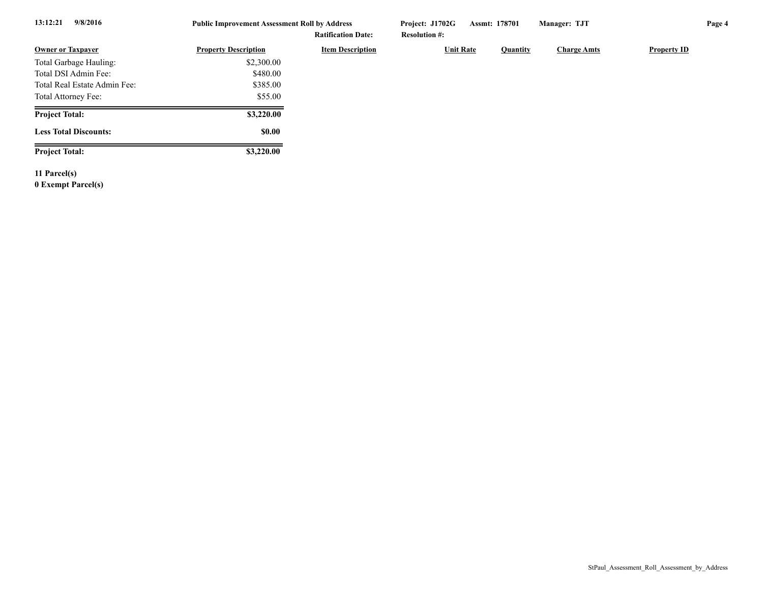Public Improvement Assessment Roll by Address

Project: J1702G Assmt: 178701 Manager: TJT

Ratification Date: Resolution #:

| Owner or Taxpayer | Property Description | Item Description | Unit Rate | Quantity | Charge Amts | Property ID |
|---|---|---|---|---|---|---|
| Total Garbage Hauling: | $2,300.00 | | | | | |
| Total DSI Admin Fee: | $480.00 | | | | | |
| Total Real Estate Admin Fee: | $385.00 | | | | | |
| Total Attorney Fee: | $55.00 | | | | | |
| **Project Total:** | **$3,220.00** | | | | | |
| **Less Total Discounts:** | **$0.00** | | | | | |
| **Project Total:** | **$3,220.00** | | | | | |

**11 Parcel(s)**
**0 Exempt Parcel(s)**